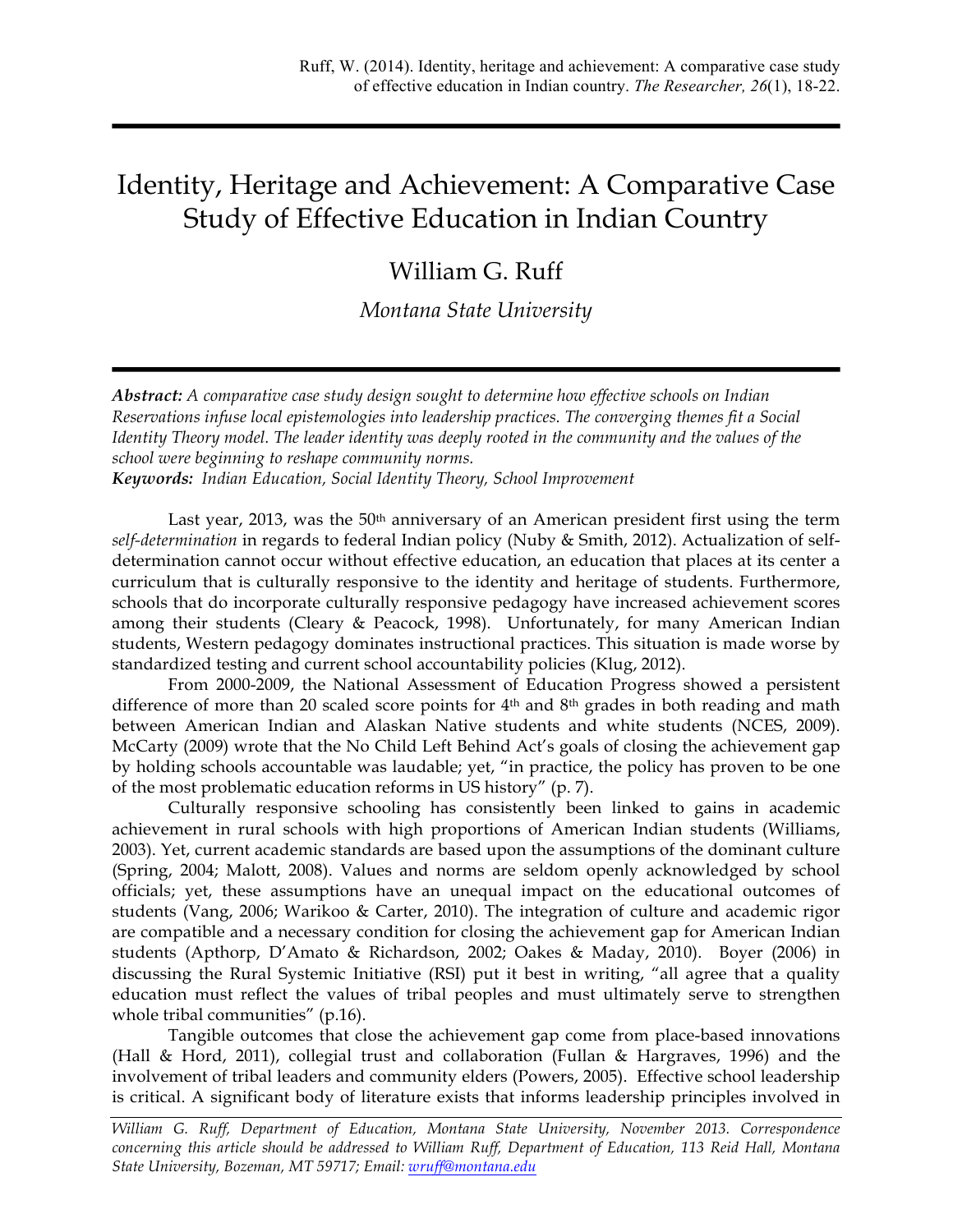Ruff, W. (2014). Identity, heritage and achievement: A comparative case study of effective education in Indian country. *The Researcher, 26*(1), 18-22.

# Identity, Heritage and Achievement: A Comparative Case Study of Effective Education in Indian Country

## William G. Ruff

*Montana State University*

***Abstract:*** *A comparative case study design sought to determine how effective schools on Indian Reservations infuse local epistemologies into leadership practices. The converging themes fit a Social Identity Theory model. The leader identity was deeply rooted in the community and the values of the school were beginning to reshape community norms.*

***Keywords:*** *Indian Education, Social Identity Theory, School Improvement*

Last year, 2013, was the 50th anniversary of an American president first using the term *self-determination* in regards to federal Indian policy (Nuby & Smith, 2012). Actualization of self-determination cannot occur without effective education, an education that places at its center a curriculum that is culturally responsive to the identity and heritage of students. Furthermore, schools that do incorporate culturally responsive pedagogy have increased achievement scores among their students (Cleary & Peacock, 1998). Unfortunately, for many American Indian students, Western pedagogy dominates instructional practices. This situation is made worse by standardized testing and current school accountability policies (Klug, 2012).

From 2000-2009, the National Assessment of Education Progress showed a persistent difference of more than 20 scaled score points for 4th and 8th grades in both reading and math between American Indian and Alaskan Native students and white students (NCES, 2009). McCarty (2009) wrote that the No Child Left Behind Act's goals of closing the achievement gap by holding schools accountable was laudable; yet, "in practice, the policy has proven to be one of the most problematic education reforms in US history" (p. 7).

Culturally responsive schooling has consistently been linked to gains in academic achievement in rural schools with high proportions of American Indian students (Williams, 2003). Yet, current academic standards are based upon the assumptions of the dominant culture (Spring, 2004; Malott, 2008). Values and norms are seldom openly acknowledged by school officials; yet, these assumptions have an unequal impact on the educational outcomes of students (Vang, 2006; Warikoo & Carter, 2010). The integration of culture and academic rigor are compatible and a necessary condition for closing the achievement gap for American Indian students (Apthorp, D'Amato & Richardson, 2002; Oakes & Maday, 2010). Boyer (2006) in discussing the Rural Systemic Initiative (RSI) put it best in writing, "all agree that a quality education must reflect the values of tribal peoples and must ultimately serve to strengthen whole tribal communities" (p.16).

Tangible outcomes that close the achievement gap come from place-based innovations (Hall & Hord, 2011), collegial trust and collaboration (Fullan & Hargraves, 1996) and the involvement of tribal leaders and community elders (Powers, 2005). Effective school leadership is critical. A significant body of literature exists that informs leadership principles involved in

*William G. Ruff, Department of Education, Montana State University, November 2013. Correspondence concerning this article should be addressed to William Ruff, Department of Education, 113 Reid Hall, Montana State University, Bozeman, MT 59717; Email: wruff@montana.edu*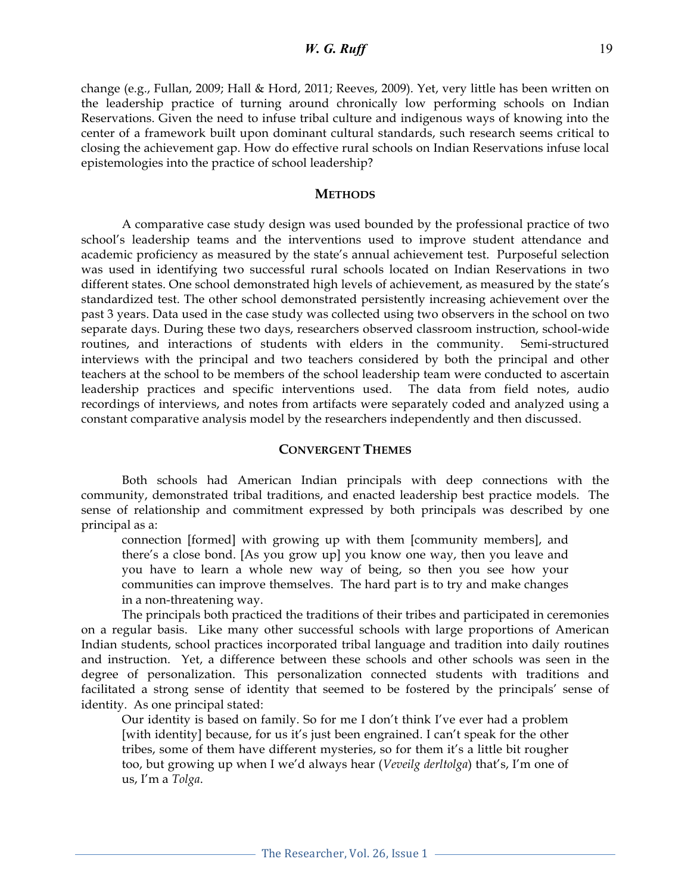change (e.g., Fullan, 2009; Hall & Hord, 2011; Reeves, 2009). Yet, very little has been written on the leadership practice of turning around chronically low performing schools on Indian Reservations. Given the need to infuse tribal culture and indigenous ways of knowing into the center of a framework built upon dominant cultural standards, such research seems critical to closing the achievement gap. How do effective rural schools on Indian Reservations infuse local epistemologies into the practice of school leadership?

## METHODS

A comparative case study design was used bounded by the professional practice of two school's leadership teams and the interventions used to improve student attendance and academic proficiency as measured by the state's annual achievement test. Purposeful selection was used in identifying two successful rural schools located on Indian Reservations in two different states. One school demonstrated high levels of achievement, as measured by the state's standardized test. The other school demonstrated persistently increasing achievement over the past 3 years. Data used in the case study was collected using two observers in the school on two separate days. During these two days, researchers observed classroom instruction, school-wide routines, and interactions of students with elders in the community. Semi-structured interviews with the principal and two teachers considered by both the principal and other teachers at the school to be members of the school leadership team were conducted to ascertain leadership practices and specific interventions used. The data from field notes, audio recordings of interviews, and notes from artifacts were separately coded and analyzed using a constant comparative analysis model by the researchers independently and then discussed.

## CONVERGENT THEMES

Both schools had American Indian principals with deep connections with the community, demonstrated tribal traditions, and enacted leadership best practice models. The sense of relationship and commitment expressed by both principals was described by one principal as a:

> connection [formed] with growing up with them [community members], and there's a close bond. [As you grow up] you know one way, then you leave and you have to learn a whole new way of being, so then you see how your communities can improve themselves. The hard part is to try and make changes in a non-threatening way.

The principals both practiced the traditions of their tribes and participated in ceremonies on a regular basis. Like many other successful schools with large proportions of American Indian students, school practices incorporated tribal language and tradition into daily routines and instruction. Yet, a difference between these schools and other schools was seen in the degree of personalization. This personalization connected students with traditions and facilitated a strong sense of identity that seemed to be fostered by the principals' sense of identity. As one principal stated:

> Our identity is based on family. So for me I don't think I've ever had a problem [with identity] because, for us it's just been engrained. I can't speak for the other tribes, some of them have different mysteries, so for them it's a little bit rougher too, but growing up when I we'd always hear (*Veveilg derltolga*) that's, I'm one of us, I'm a *Tolga*.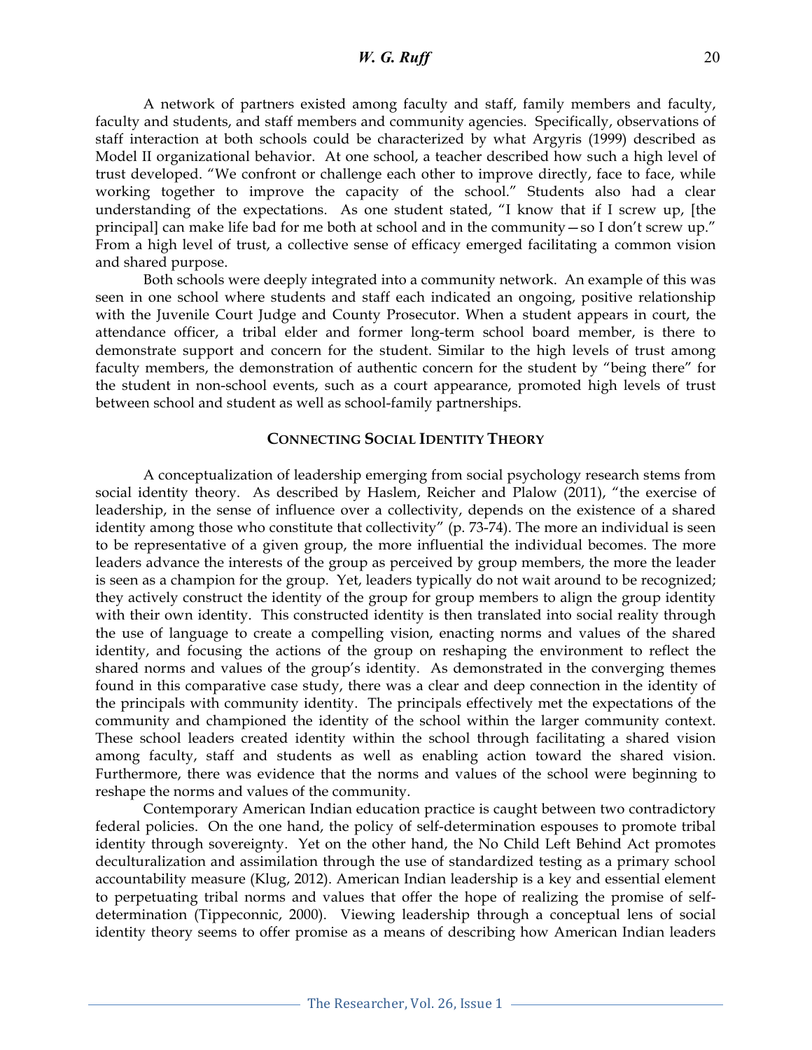A network of partners existed among faculty and staff, family members and faculty, faculty and students, and staff members and community agencies. Specifically, observations of staff interaction at both schools could be characterized by what Argyris (1999) described as Model II organizational behavior. At one school, a teacher described how such a high level of trust developed. "We confront or challenge each other to improve directly, face to face, while working together to improve the capacity of the school." Students also had a clear understanding of the expectations. As one student stated, "I know that if I screw up, [the principal] can make life bad for me both at school and in the community—so I don't screw up." From a high level of trust, a collective sense of efficacy emerged facilitating a common vision and shared purpose.

Both schools were deeply integrated into a community network. An example of this was seen in one school where students and staff each indicated an ongoing, positive relationship with the Juvenile Court Judge and County Prosecutor. When a student appears in court, the attendance officer, a tribal elder and former long-term school board member, is there to demonstrate support and concern for the student. Similar to the high levels of trust among faculty members, the demonstration of authentic concern for the student by "being there" for the student in non-school events, such as a court appearance, promoted high levels of trust between school and student as well as school-family partnerships.

## Connecting Social Identity Theory

A conceptualization of leadership emerging from social psychology research stems from social identity theory. As described by Haslem, Reicher and Plalow (2011), "the exercise of leadership, in the sense of influence over a collectivity, depends on the existence of a shared identity among those who constitute that collectivity" (p. 73-74). The more an individual is seen to be representative of a given group, the more influential the individual becomes. The more leaders advance the interests of the group as perceived by group members, the more the leader is seen as a champion for the group. Yet, leaders typically do not wait around to be recognized; they actively construct the identity of the group for group members to align the group identity with their own identity. This constructed identity is then translated into social reality through the use of language to create a compelling vision, enacting norms and values of the shared identity, and focusing the actions of the group on reshaping the environment to reflect the shared norms and values of the group's identity. As demonstrated in the converging themes found in this comparative case study, there was a clear and deep connection in the identity of the principals with community identity. The principals effectively met the expectations of the community and championed the identity of the school within the larger community context. These school leaders created identity within the school through facilitating a shared vision among faculty, staff and students as well as enabling action toward the shared vision. Furthermore, there was evidence that the norms and values of the school were beginning to reshape the norms and values of the community.

Contemporary American Indian education practice is caught between two contradictory federal policies. On the one hand, the policy of self-determination espouses to promote tribal identity through sovereignty. Yet on the other hand, the No Child Left Behind Act promotes deculturalization and assimilation through the use of standardized testing as a primary school accountability measure (Klug, 2012). American Indian leadership is a key and essential element to perpetuating tribal norms and values that offer the hope of realizing the promise of self-determination (Tippeconnic, 2000). Viewing leadership through a conceptual lens of social identity theory seems to offer promise as a means of describing how American Indian leaders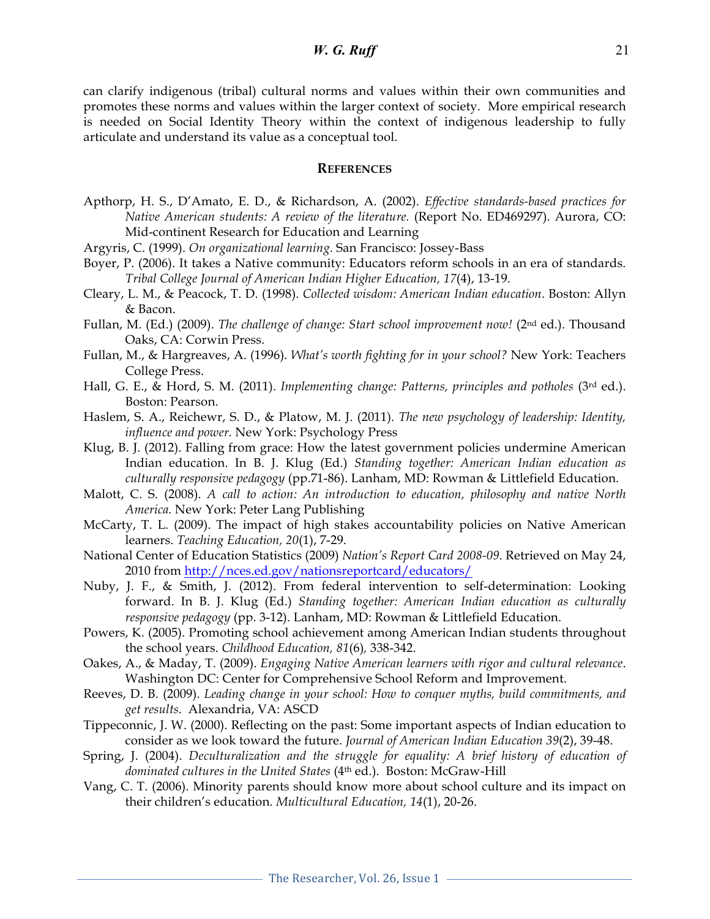can clarify indigenous (tribal) cultural norms and values within their own communities and promotes these norms and values within the larger context of society. More empirical research is needed on Social Identity Theory within the context of indigenous leadership to fully articulate and understand its value as a conceptual tool.

## References

Apthorp, H. S., D'Amato, E. D., & Richardson, A. (2002). *Effective standards-based practices for Native American students: A review of the literature.* (Report No. ED469297). Aurora, CO: Mid-continent Research for Education and Learning

Argyris, C. (1999). *On organizational learning*. San Francisco: Jossey-Bass

Boyer, P. (2006). It takes a Native community: Educators reform schools in an era of standards. *Tribal College Journal of American Indian Higher Education, 17*(4), 13-19.

Cleary, L. M., & Peacock, T. D. (1998). *Collected wisdom: American Indian education*. Boston: Allyn & Bacon.

Fullan, M. (Ed.) (2009). *The challenge of change: Start school improvement now!* (2nd ed.). Thousand Oaks, CA: Corwin Press.

Fullan, M., & Hargreaves, A. (1996). *What's worth fighting for in your school?* New York: Teachers College Press.

Hall, G. E., & Hord, S. M. (2011). *Implementing change: Patterns, principles and potholes* (3rd ed.). Boston: Pearson.

Haslem, S. A., Reichewr, S. D., & Platow, M. J. (2011). *The new psychology of leadership: Identity, influence and power.* New York: Psychology Press

Klug, B. J. (2012). Falling from grace: How the latest government policies undermine American Indian education. In B. J. Klug (Ed.) *Standing together: American Indian education as culturally responsive pedagogy* (pp.71-86). Lanham, MD: Rowman & Littlefield Education.

Malott, C. S. (2008). *A call to action: An introduction to education, philosophy and native North America.* New York: Peter Lang Publishing

McCarty, T. L. (2009). The impact of high stakes accountability policies on Native American learners. *Teaching Education, 20*(1), 7-29.

National Center of Education Statistics (2009) *Nation's Report Card 2008-09*. Retrieved on May 24, 2010 from http://nces.ed.gov/nationsreportcard/educators/

Nuby, J. F., & Smith, J. (2012). From federal intervention to self-determination: Looking forward. In B. J. Klug (Ed.) *Standing together: American Indian education as culturally responsive pedagogy* (pp. 3-12). Lanham, MD: Rowman & Littlefield Education.

Powers, K. (2005). Promoting school achievement among American Indian students throughout the school years. *Childhood Education, 81*(6), 338-342.

Oakes, A., & Maday, T. (2009). *Engaging Native American learners with rigor and cultural relevance*. Washington DC: Center for Comprehensive School Reform and Improvement.

Reeves, D. B. (2009). *Leading change in your school: How to conquer myths, build commitments, and get results*. Alexandria, VA: ASCD

Tippeconnic, J. W. (2000). Reflecting on the past: Some important aspects of Indian education to consider as we look toward the future. *Journal of American Indian Education 39*(2), 39-48.

Spring, J. (2004). *Deculturalization and the struggle for equality: A brief history of education of dominated cultures in the United States* (4th ed.). Boston: McGraw-Hill

Vang, C. T. (2006). Minority parents should know more about school culture and its impact on their children's education. *Multicultural Education, 14*(1), 20-26.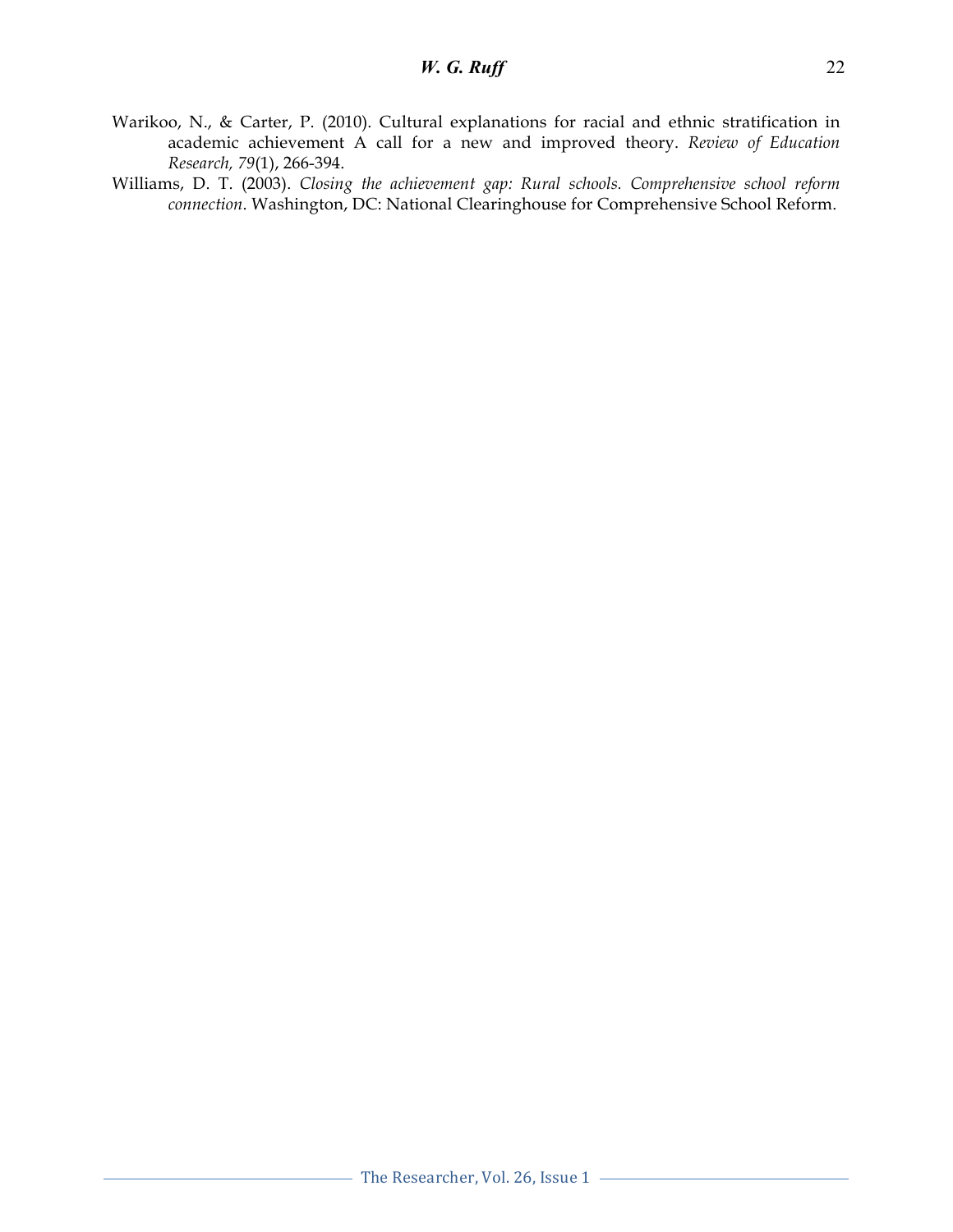Warikoo, N., & Carter, P. (2010). Cultural explanations for racial and ethnic stratification in academic achievement A call for a new and improved theory. *Review of Education Research, 79*(1), 266-394.

Williams, D. T. (2003). *Closing the achievement gap: Rural schools. Comprehensive school reform connection*. Washington, DC: National Clearinghouse for Comprehensive School Reform.